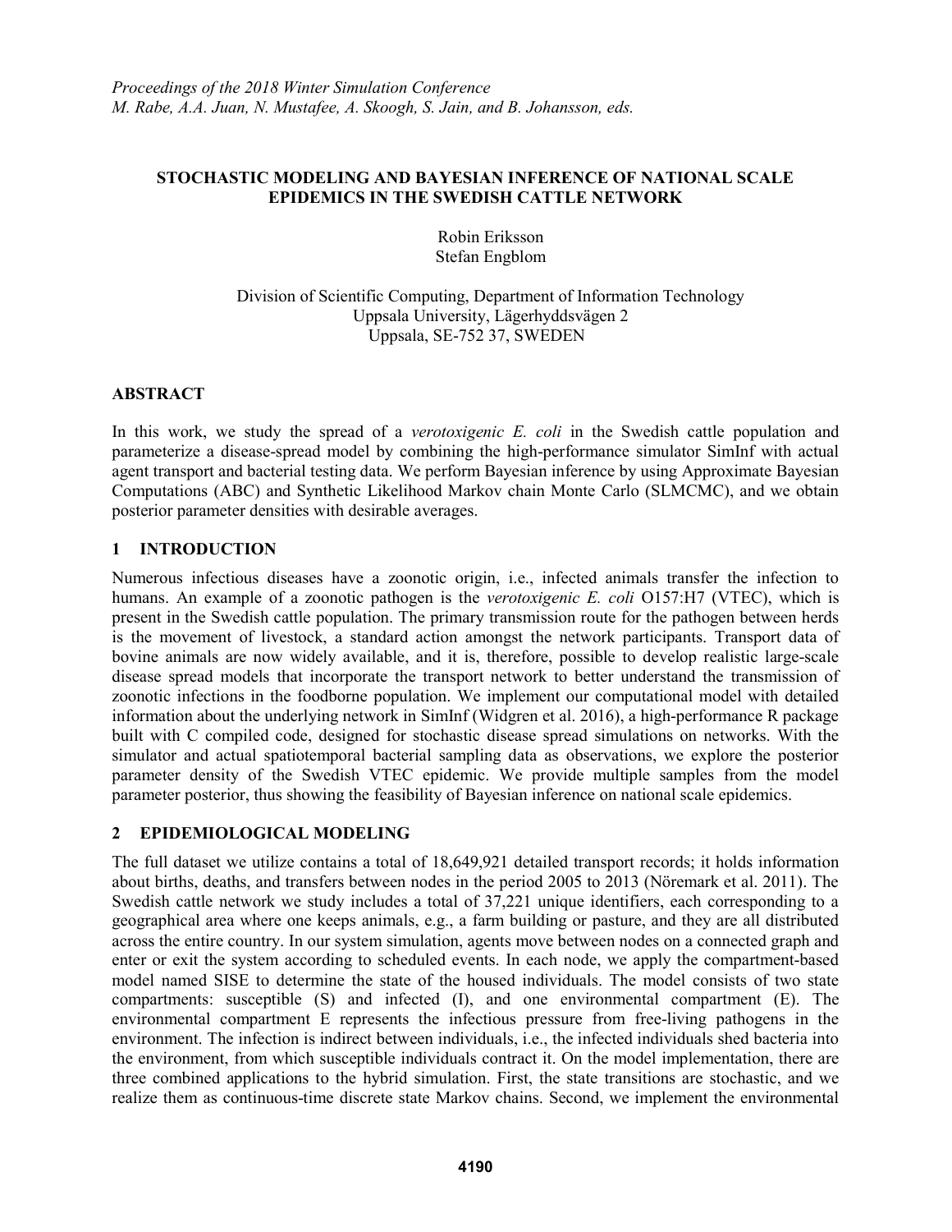*Proceedings of the 2018 Winter Simulation Conference*
*M. Rabe, A.A. Juan, N. Mustafee, A. Skoogh, S. Jain, and B. Johansson, eds.*

# STOCHASTIC MODELING AND BAYESIAN INFERENCE OF NATIONAL SCALE EPIDEMICS IN THE SWEDISH CATTLE NETWORK

Robin Eriksson
Stefan Engblom

Division of Scientific Computing, Department of Information Technology
Uppsala University, Lägerhyddsvägen 2
Uppsala, SE-752 37, SWEDEN

## ABSTRACT

In this work, we study the spread of a *verotoxigenic E. coli* in the Swedish cattle population and parameterize a disease-spread model by combining the high-performance simulator SimInf with actual agent transport and bacterial testing data. We perform Bayesian inference by using Approximate Bayesian Computations (ABC) and Synthetic Likelihood Markov chain Monte Carlo (SLMCMC), and we obtain posterior parameter densities with desirable averages.

## 1 INTRODUCTION

Numerous infectious diseases have a zoonotic origin, i.e., infected animals transfer the infection to humans. An example of a zoonotic pathogen is the *verotoxigenic E. coli* O157:H7 (VTEC), which is present in the Swedish cattle population. The primary transmission route for the pathogen between herds is the movement of livestock, a standard action amongst the network participants. Transport data of bovine animals are now widely available, and it is, therefore, possible to develop realistic large-scale disease spread models that incorporate the transport network to better understand the transmission of zoonotic infections in the foodborne population. We implement our computational model with detailed information about the underlying network in SimInf (Widgren et al. 2016), a high-performance R package built with C compiled code, designed for stochastic disease spread simulations on networks. With the simulator and actual spatiotemporal bacterial sampling data as observations, we explore the posterior parameter density of the Swedish VTEC epidemic. We provide multiple samples from the model parameter posterior, thus showing the feasibility of Bayesian inference on national scale epidemics.

## 2 EPIDEMIOLOGICAL MODELING

The full dataset we utilize contains a total of 18,649,921 detailed transport records; it holds information about births, deaths, and transfers between nodes in the period 2005 to 2013 (Nöremark et al. 2011). The Swedish cattle network we study includes a total of 37,221 unique identifiers, each corresponding to a geographical area where one keeps animals, e.g., a farm building or pasture, and they are all distributed across the entire country. In our system simulation, agents move between nodes on a connected graph and enter or exit the system according to scheduled events. In each node, we apply the compartment-based model named SISE to determine the state of the housed individuals. The model consists of two state compartments: susceptible (S) and infected (I), and one environmental compartment (E). The environmental compartment E represents the infectious pressure from free-living pathogens in the environment. The infection is indirect between individuals, i.e., the infected individuals shed bacteria into the environment, from which susceptible individuals contract it. On the model implementation, there are three combined applications to the hybrid simulation. First, the state transitions are stochastic, and we realize them as continuous-time discrete state Markov chains. Second, we implement the environmental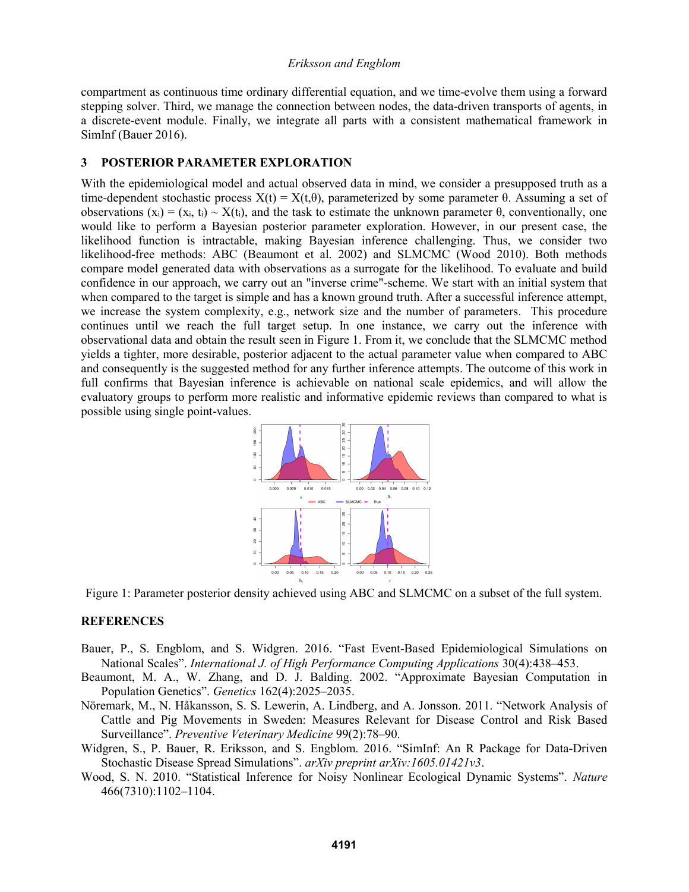compartment as continuous time ordinary differential equation, and we time-evolve them using a forward stepping solver. Third, we manage the connection between nodes, the data-driven transports of agents, in a discrete-event module. Finally, we integrate all parts with a consistent mathematical framework in SimInf (Bauer 2016).

## 3 POSTERIOR PARAMETER EXPLORATION

With the epidemiological model and actual observed data in mind, we consider a presupposed truth as a time-dependent stochastic process $X(t) = X(t,\theta)$, parameterized by some parameter $\theta$. Assuming a set of observations $(x_i) = (x_i, t_i) \sim X(t_i)$, and the task to estimate the unknown parameter $\theta$, conventionally, one would like to perform a Bayesian posterior parameter exploration. However, in our present case, the likelihood function is intractable, making Bayesian inference challenging. Thus, we consider two likelihood-free methods: ABC (Beaumont et al. 2002) and SLMCMC (Wood 2010). Both methods compare model generated data with observations as a surrogate for the likelihood. To evaluate and build confidence in our approach, we carry out an "inverse crime"-scheme. We start with an initial system that when compared to the target is simple and has a known ground truth. After a successful inference attempt, we increase the system complexity, e.g., network size and the number of parameters. This procedure continues until we reach the full target setup. In one instance, we carry out the inference with observational data and obtain the result seen in Figure 1. From it, we conclude that the SLMCMC method yields a tighter, more desirable, posterior adjacent to the actual parameter value when compared to ABC and consequently is the suggested method for any further inference attempts. The outcome of this work in full confirms that Bayesian inference is achievable on national scale epidemics, and will allow the evaluatory groups to perform more realistic and informative epidemic reviews than compared to what is possible using single point-values.

ABC SLMCMC True

Figure 1: Parameter posterior density achieved using ABC and SLMCMC on a subset of the full system.

## REFERENCES

Bauer, P., S. Engblom, and S. Widgren. 2016. "Fast Event-Based Epidemiological Simulations on National Scales". *International J. of High Performance Computing Applications* 30(4):438–453.

Beaumont, M. A., W. Zhang, and D. J. Balding. 2002. "Approximate Bayesian Computation in Population Genetics". *Genetics* 162(4):2025–2035.

Nöremark, M., N. Håkansson, S. S. Lewerin, A. Lindberg, and A. Jonsson. 2011. "Network Analysis of Cattle and Pig Movements in Sweden: Measures Relevant for Disease Control and Risk Based Surveillance". *Preventive Veterinary Medicine* 99(2):78–90.

Widgren, S., P. Bauer, R. Eriksson, and S. Engblom. 2016. "SimInf: An R Package for Data-Driven Stochastic Disease Spread Simulations". *arXiv preprint arXiv:1605.01421v3*.

Wood, S. N. 2010. "Statistical Inference for Noisy Nonlinear Ecological Dynamic Systems". *Nature* 466(7310):1102–1104.